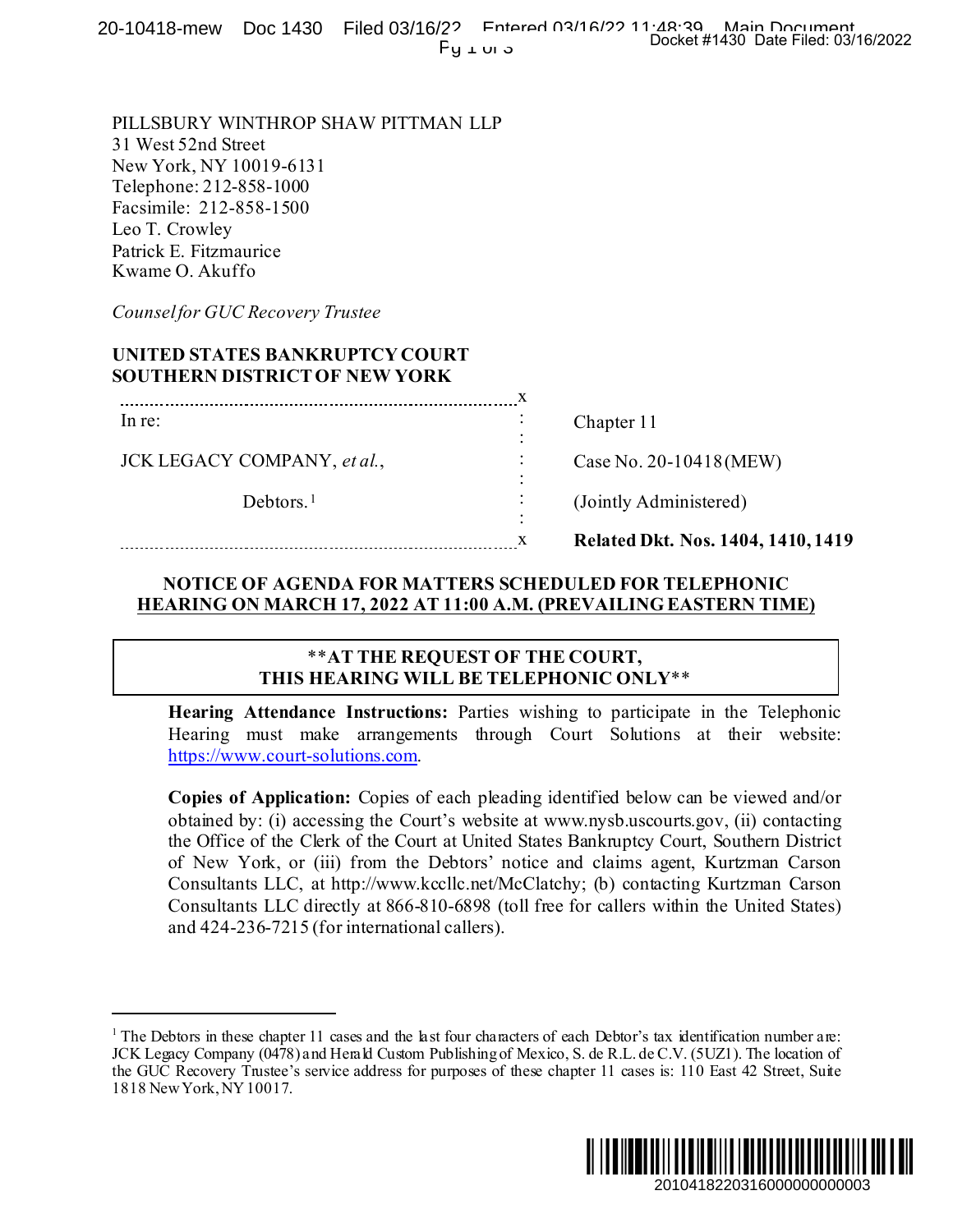PILLSBURY WINTHROP SHAW PITTMAN LLP
31 West 52nd Street
New York, NY 10019-6131
Telephone: 212-858-1000
Facsimile: 212-858-1500
Leo T. Crowley
Patrick E. Fitzmaurice
Kwame O. Akuffo

*Counsel for GUC Recovery Trustee*

**UNITED STATES BANKRUPTCY COURT**
**SOUTHERN DISTRICT OF NEW YORK**

| | |
|---|---|
| In re: | Chapter 11 |
| JCK LEGACY COMPANY, *et al.*, | Case No. 20-10418 (MEW) |
| Debtors.[1] | (Jointly Administered) |
| | **Related Dkt. Nos. 1404, 1410, 1419** |

## NOTICE OF AGENDA FOR MATTERS SCHEDULED FOR TELEPHONIC HEARING ON MARCH 17, 2022 AT 11:00 A.M. (PREVAILING EASTERN TIME)

**\*\*AT THE REQUEST OF THE COURT, THIS HEARING WILL BE TELEPHONIC ONLY\*\***

**Hearing Attendance Instructions:** Parties wishing to participate in the Telephonic Hearing must make arrangements through Court Solutions at their website: https://www.court-solutions.com.

**Copies of Application:** Copies of each pleading identified below can be viewed and/or obtained by: (i) accessing the Court's website at www.nysb.uscourts.gov, (ii) contacting the Office of the Clerk of the Court at United States Bankruptcy Court, Southern District of New York, or (iii) from the Debtors' notice and claims agent, Kurtzman Carson Consultants LLC, at http://www.kccllc.net/McClatchy; (b) contacting Kurtzman Carson Consultants LLC directly at 866-810-6898 (toll free for callers within the United States) and 424-236-7215 (for international callers).

---

[1] The Debtors in these chapter 11 cases and the last four characters of each Debtor's tax identification number are: JCK Legacy Company (0478) and Herald Custom Publishing of Mexico, S. de R.L. de C.V. (5UZ1). The location of the GUC Recovery Trustee's service address for purposes of these chapter 11 cases is: 110 East 42 Street, Suite 1818 New York, NY 10017.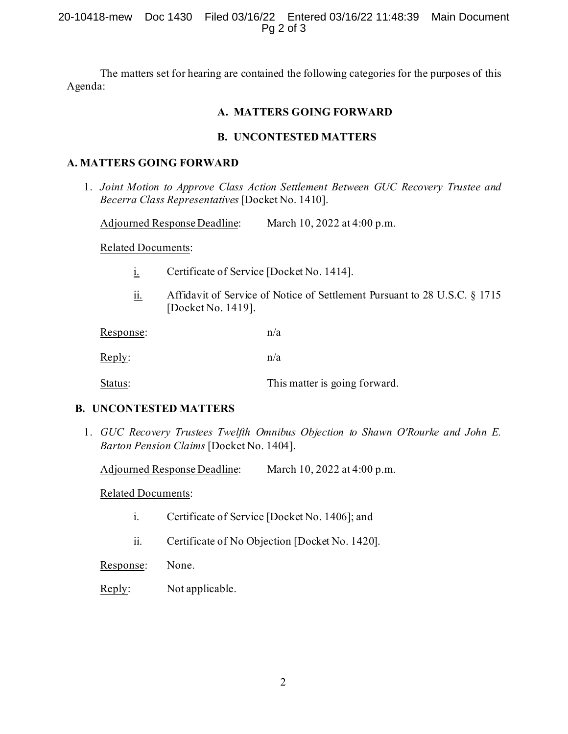The matters set for hearing are contained the following categories for the purposes of this Agenda:

**A. MATTERS GOING FORWARD**

**B. UNCONTESTED MATTERS**

## A. MATTERS GOING FORWARD

1. *Joint Motion to Approve Class Action Settlement Between GUC Recovery Trustee and Becerra Class Representatives* [Docket No. 1410].

   Adjourned Response Deadline: March 10, 2022 at 4:00 p.m.

   Related Documents:

   i. Certificate of Service [Docket No. 1414].

   ii. Affidavit of Service of Notice of Settlement Pursuant to 28 U.S.C. § 1715 [Docket No. 1419].

   Response: n/a

   Reply: n/a

   Status: This matter is going forward.

## B. UNCONTESTED MATTERS

1. *GUC Recovery Trustees Twelfth Omnibus Objection to Shawn O'Rourke and John E. Barton Pension Claims* [Docket No. 1404].

   Adjourned Response Deadline: March 10, 2022 at 4:00 p.m.

   Related Documents:

   i. Certificate of Service [Docket No. 1406]; and

   ii. Certificate of No Objection [Docket No. 1420].

   Response: None.

   Reply: Not applicable.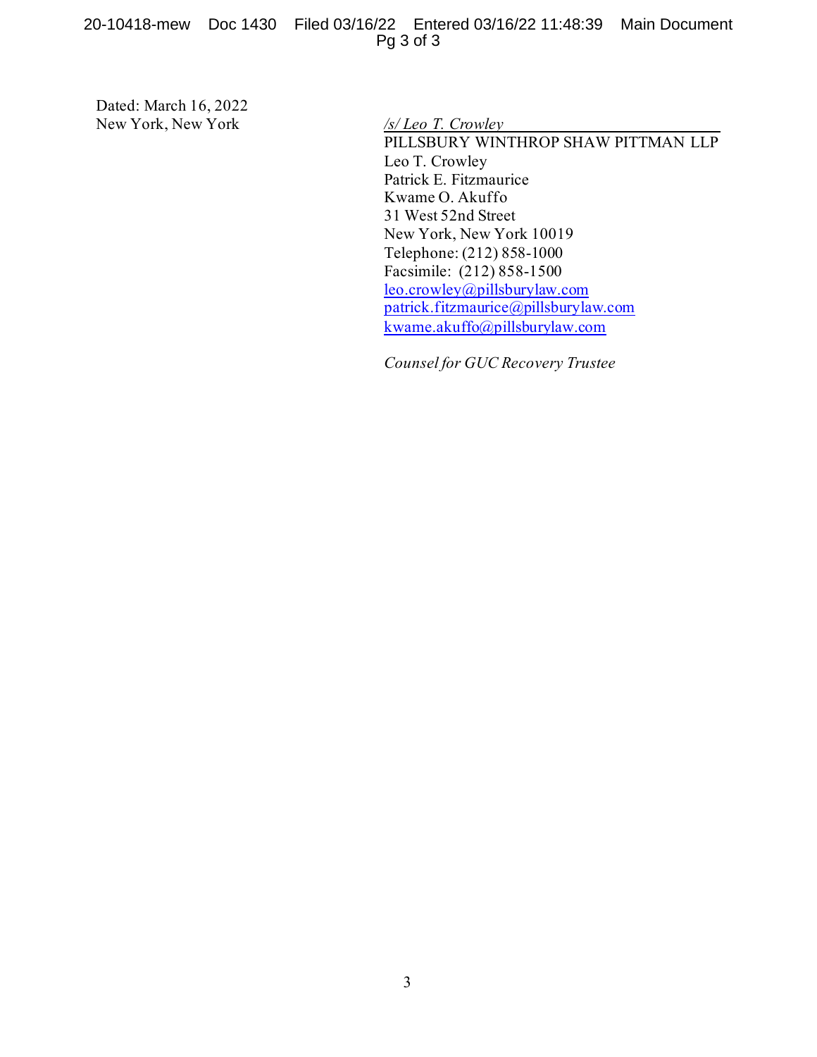Dated: March 16, 2022
New York, New York

*/s/ Leo T. Crowley*

PILLSBURY WINTHROP SHAW PITTMAN LLP
Leo T. Crowley
Patrick E. Fitzmaurice
Kwame O. Akuffo
31 West 52nd Street
New York, New York 10019
Telephone: (212) 858-1000
Facsimile: (212) 858-1500
leo.crowley@pillsburylaw.com
patrick.fitzmaurice@pillsburylaw.com
kwame.akuffo@pillsburylaw.com

*Counsel for GUC Recovery Trustee*